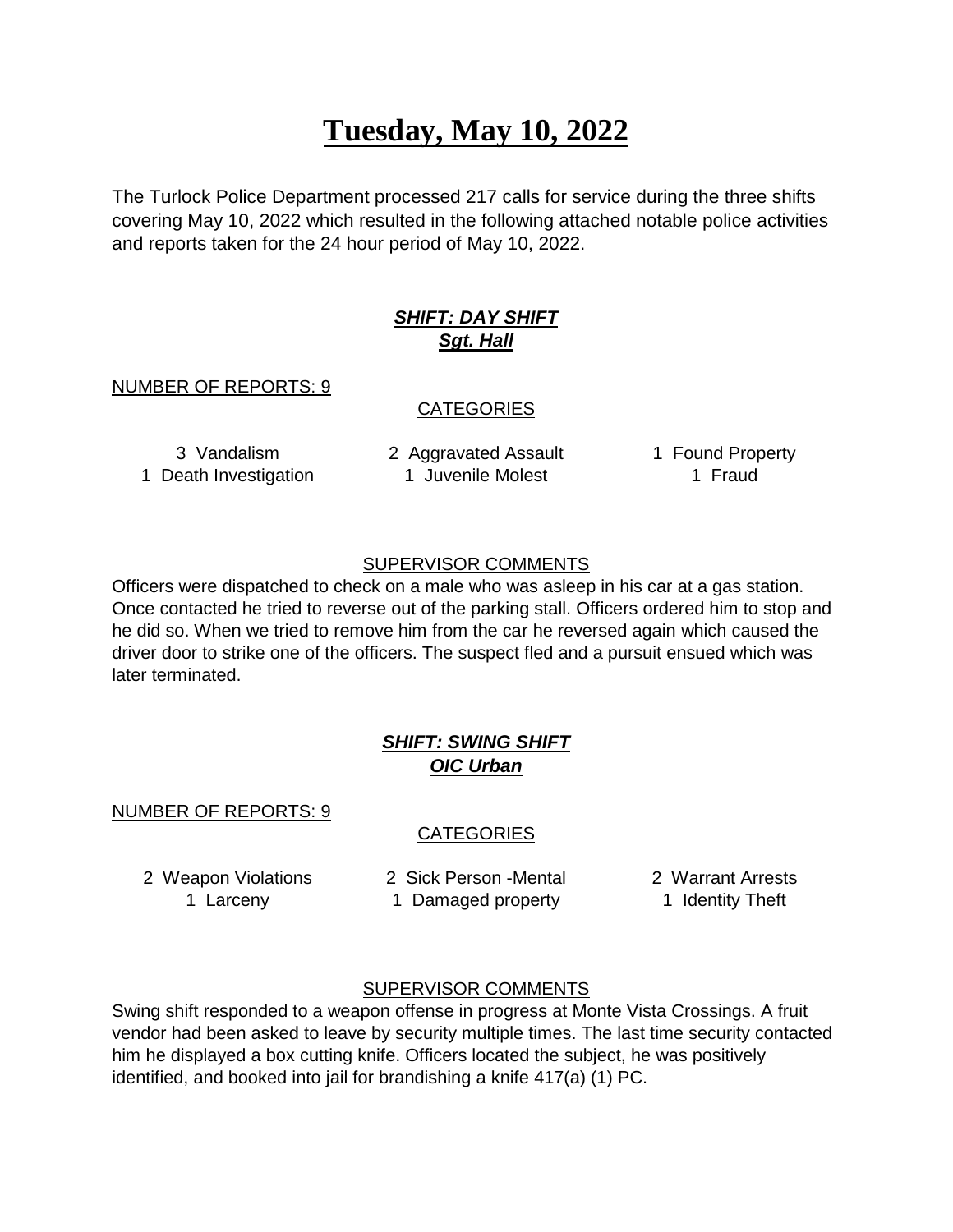# Tuesday, May 10, 2022

The Turlock Police Department processed 217 calls for service during the three shifts covering May 10, 2022 which resulted in the following attached notable police activities and reports taken for the 24 hour period of May 10, 2022.

### ***SHIFT: DAY SHIFT***
### ***Sgt. Hall***

NUMBER OF REPORTS: 9

CATEGORIES

| | | |
|---|---|---|
| 3 Vandalism | 2 Aggravated Assault | 1 Found Property |
| 1 Death Investigation | 1 Juvenile Molest | 1 Fraud |

SUPERVISOR COMMENTS

Officers were dispatched to check on a male who was asleep in his car at a gas station. Once contacted he tried to reverse out of the parking stall. Officers ordered him to stop and he did so. When we tried to remove him from the car he reversed again which caused the driver door to strike one of the officers. The suspect fled and a pursuit ensued which was later terminated.

### ***SHIFT: SWING SHIFT***
### ***OIC Urban***

NUMBER OF REPORTS: 9

CATEGORIES

| | | |
|---|---|---|
| 2 Weapon Violations | 2 Sick Person -Mental | 2 Warrant Arrests |
| 1 Larceny | 1 Damaged property | 1 Identity Theft |

SUPERVISOR COMMENTS

Swing shift responded to a weapon offense in progress at Monte Vista Crossings. A fruit vendor had been asked to leave by security multiple times. The last time security contacted him he displayed a box cutting knife. Officers located the subject, he was positively identified, and booked into jail for brandishing a knife 417(a) (1) PC.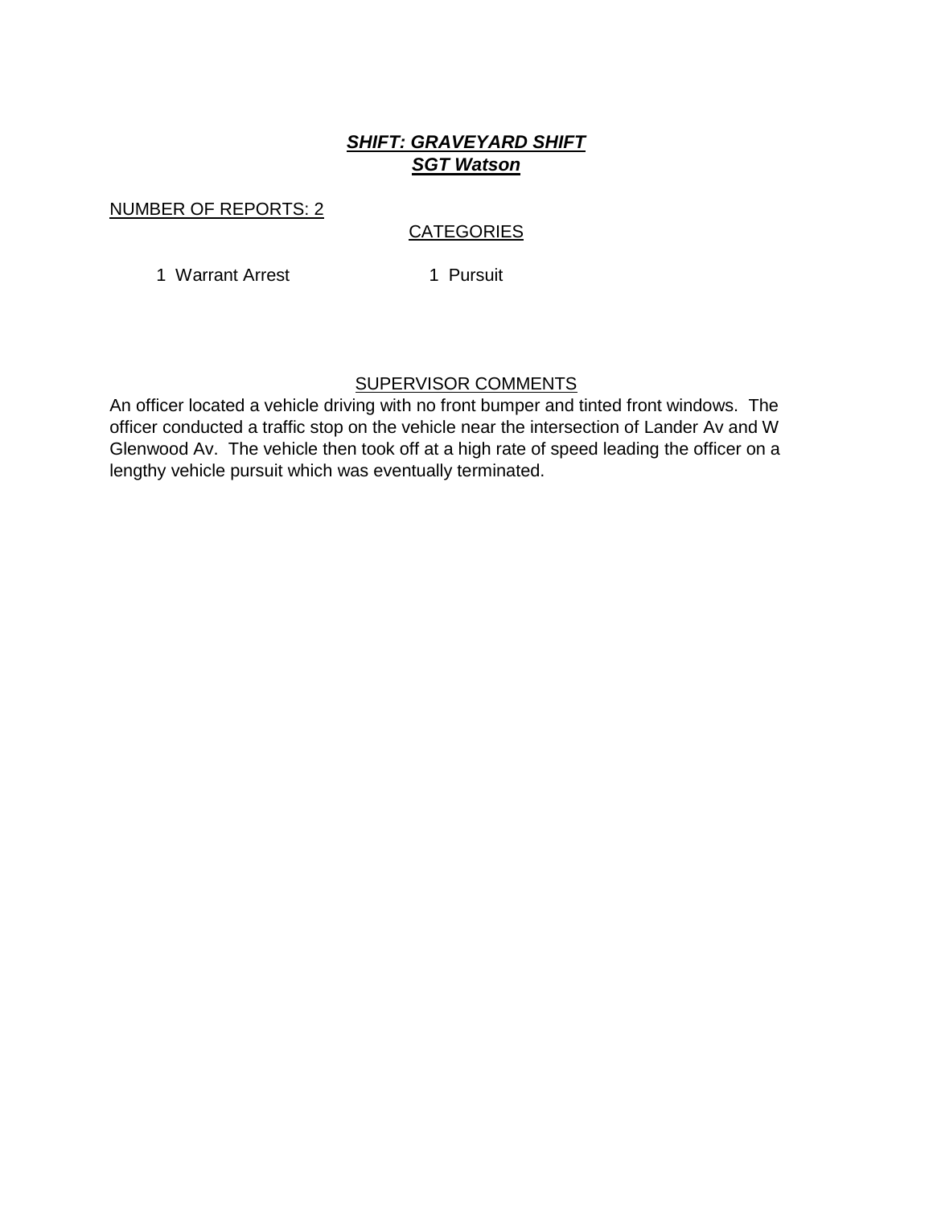***SHIFT: GRAVEYARD SHIFT***
***SGT Watson***

NUMBER OF REPORTS: 2

CATEGORIES

1 Warrant Arrest

1 Pursuit

SUPERVISOR COMMENTS

An officer located a vehicle driving with no front bumper and tinted front windows. The officer conducted a traffic stop on the vehicle near the intersection of Lander Av and W Glenwood Av. The vehicle then took off at a high rate of speed leading the officer on a lengthy vehicle pursuit which was eventually terminated.